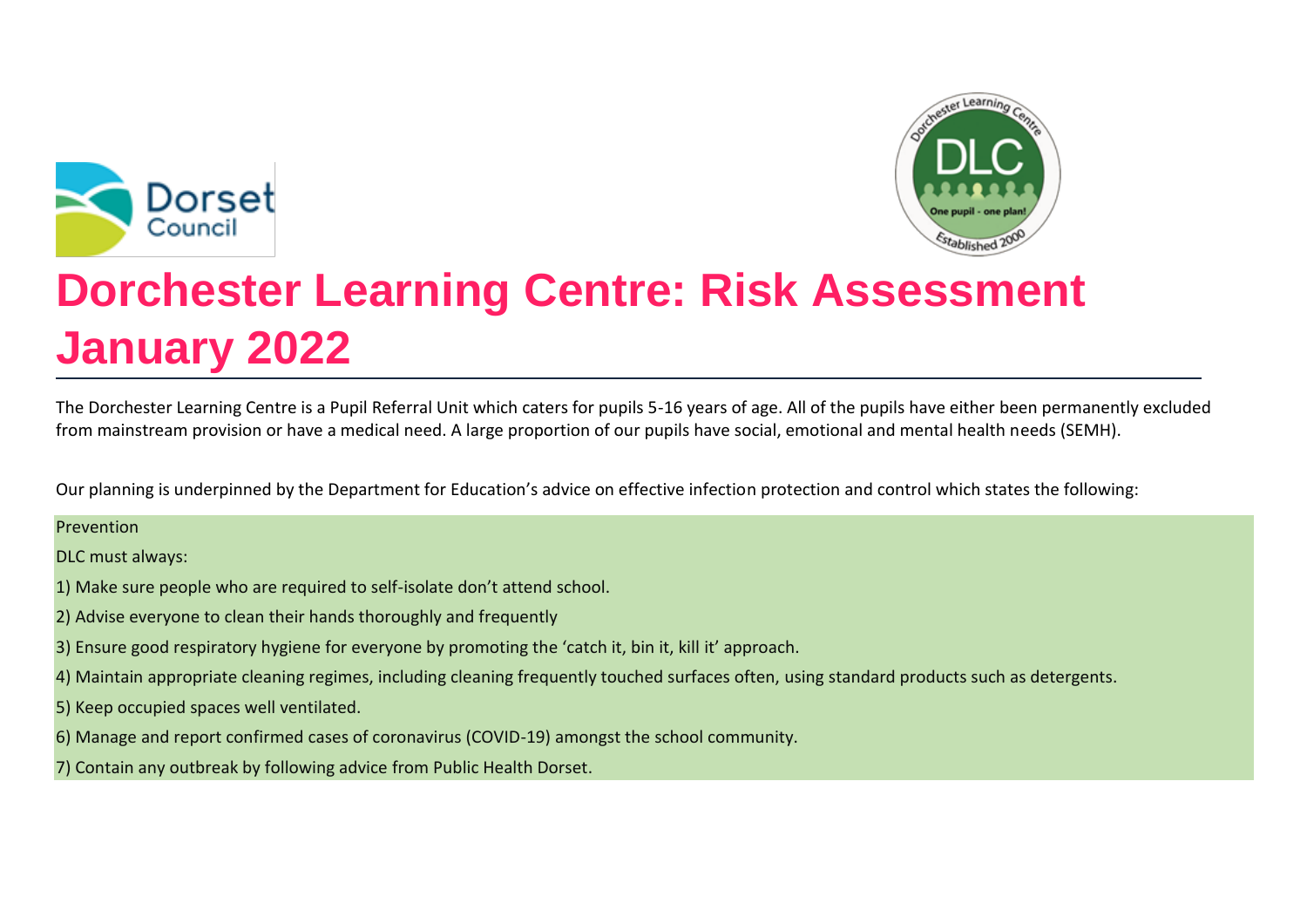# Dorchester Learning Centre: Risk Assessment January 2022

The Dorchester Learning Centre is a Pupil Referral Unit which caters for pupils 5-16 years of age. All of the pupils have either been permanently excluded from mainstream provision or have a medical need. A large proportion of our pupils have social, emotional and mental health needs (SEMH).

Our planning is underpinned by the Department for Education's advice on effective infection protection and control which states the following:

Prevention

DLC must always:

1) Make sure people who are required to self-isolate don't attend school.
2) Advise everyone to clean their hands thoroughly and frequently
3) Ensure good respiratory hygiene for everyone by promoting the 'catch it, bin it, kill it' approach.
4) Maintain appropriate cleaning regimes, including cleaning frequently touched surfaces often, using standard products such as detergents.
5) Keep occupied spaces well ventilated.
6) Manage and report confirmed cases of coronavirus (COVID-19) amongst the school community.
7) Contain any outbreak by following advice from Public Health Dorset.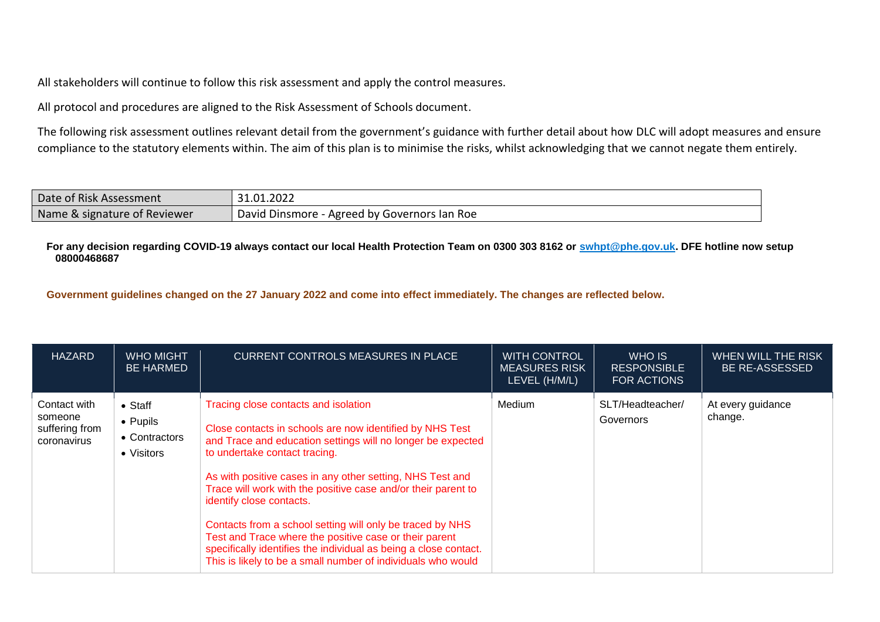All stakeholders will continue to follow this risk assessment and apply the control measures.

All protocol and procedures are aligned to the Risk Assessment of Schools document.

The following risk assessment outlines relevant detail from the government's guidance with further detail about how DLC will adopt measures and ensure compliance to the statutory elements within. The aim of this plan is to minimise the risks, whilst acknowledging that we cannot negate them entirely.

| Date of Risk Assessment | 31.01.2022 |
| --- | --- |
| Name & signature of Reviewer | David Dinsmore - Agreed by Governors Ian Roe |

**For any decision regarding COVID-19 always contact our local Health Protection Team on 0300 303 8162 or swhpt@phe.gov.uk. DFE hotline now setup 08000468687**

**Government guidelines changed on the 27 January 2022 and come into effect immediately. The changes are reflected below.**

| HAZARD | WHO MIGHT BE HARMED | CURRENT CONTROLS MEASURES IN PLACE | WITH CONTROL MEASURES RISK LEVEL (H/M/L) | WHO IS RESPONSIBLE FOR ACTIONS | WHEN WILL THE RISK BE RE-ASSESSED |
| --- | --- | --- | --- | --- | --- |
| Contact with someone suffering from coronavirus | • Staff<br>• Pupils<br>• Contractors<br>• Visitors | Tracing close contacts and isolation<br><br>Close contacts in schools are now identified by NHS Test and Trace and education settings will no longer be expected to undertake contact tracing.<br><br>As with positive cases in any other setting, NHS Test and Trace will work with the positive case and/or their parent to identify close contacts.<br><br>Contacts from a school setting will only be traced by NHS Test and Trace where the positive case or their parent specifically identifies the individual as being a close contact. This is likely to be a small number of individuals who would | Medium | SLT/Headteacher/ Governors | At every guidance change. |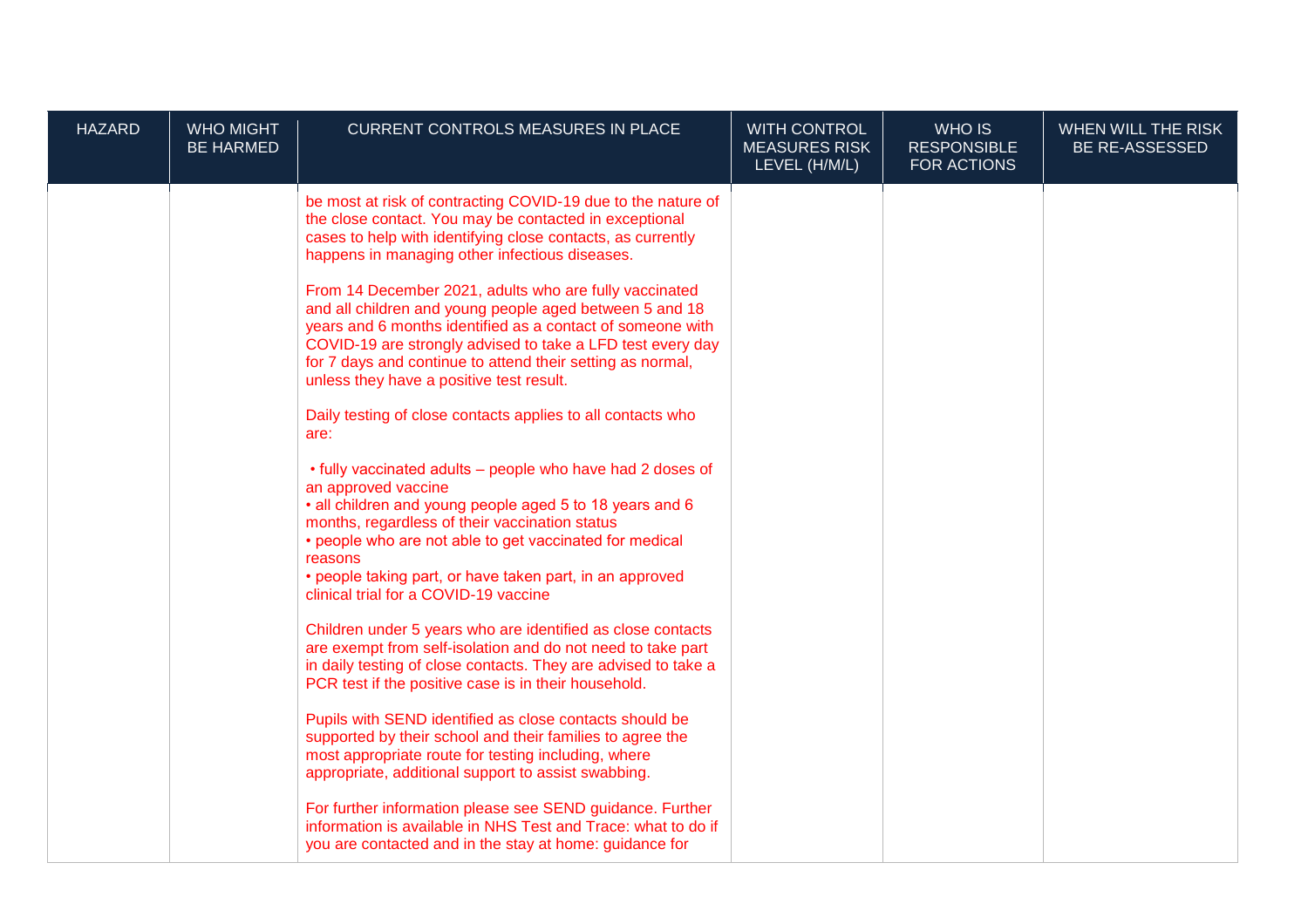| HAZARD | WHO MIGHT BE HARMED | CURRENT CONTROLS MEASURES IN PLACE | WITH CONTROL MEASURES RISK LEVEL (H/M/L) | WHO IS RESPONSIBLE FOR ACTIONS | WHEN WILL THE RISK BE RE-ASSESSED |
|---|---|---|---|---|---|
| | | be most at risk of contracting COVID-19 due to the nature of the close contact. You may be contacted in exceptional cases to help with identifying close contacts, as currently happens in managing other infectious diseases.<br><br>From 14 December 2021, adults who are fully vaccinated and all children and young people aged between 5 and 18 years and 6 months identified as a contact of someone with COVID-19 are strongly advised to take a LFD test every day for 7 days and continue to attend their setting as normal, unless they have a positive test result.<br><br>Daily testing of close contacts applies to all contacts who are:<br><br>• fully vaccinated adults – people who have had 2 doses of an approved vaccine<br>• all children and young people aged 5 to 18 years and 6 months, regardless of their vaccination status<br>• people who are not able to get vaccinated for medical reasons<br>• people taking part, or have taken part, in an approved clinical trial for a COVID-19 vaccine<br><br>Children under 5 years who are identified as close contacts are exempt from self-isolation and do not need to take part in daily testing of close contacts. They are advised to take a PCR test if the positive case is in their household.<br><br>Pupils with SEND identified as close contacts should be supported by their school and their families to agree the most appropriate route for testing including, where appropriate, additional support to assist swabbing.<br><br>For further information please see SEND guidance. Further information is available in NHS Test and Trace: what to do if you are contacted and in the stay at home: guidance for | | | |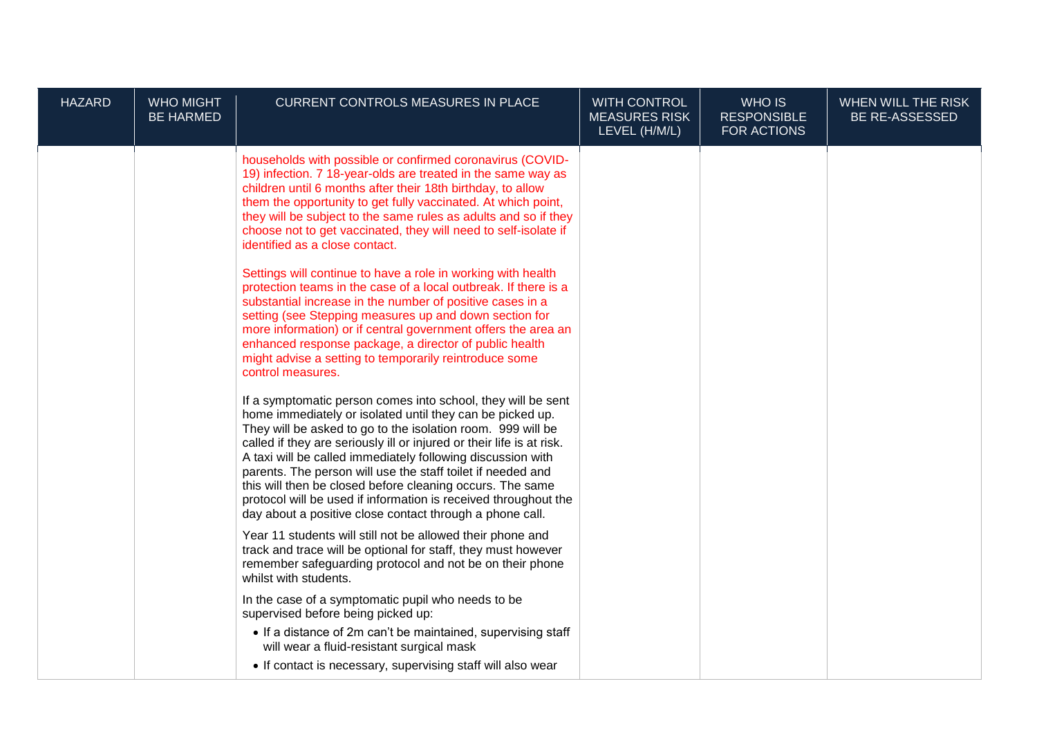| HAZARD | WHO MIGHT BE HARMED | CURRENT CONTROLS MEASURES IN PLACE | WITH CONTROL MEASURES RISK LEVEL (H/M/L) | WHO IS RESPONSIBLE FOR ACTIONS | WHEN WILL THE RISK BE RE-ASSESSED |
|---|---|---|---|---|---|
| | | households with possible or confirmed coronavirus (COVID-19) infection. 7 18-year-olds are treated in the same way as children until 6 months after their 18th birthday, to allow them the opportunity to get fully vaccinated. At which point, they will be subject to the same rules as adults and so if they choose not to get vaccinated, they will need to self-isolate if identified as a close contact.<br><br>Settings will continue to have a role in working with health protection teams in the case of a local outbreak. If there is a substantial increase in the number of positive cases in a setting (see Stepping measures up and down section for more information) or if central government offers the area an enhanced response package, a director of public health might advise a setting to temporarily reintroduce some control measures.<br><br>If a symptomatic person comes into school, they will be sent home immediately or isolated until they can be picked up. They will be asked to go to the isolation room. 999 will be called if they are seriously ill or injured or their life is at risk. A taxi will be called immediately following discussion with parents. The person will use the staff toilet if needed and this will then be closed before cleaning occurs. The same protocol will be used if information is received throughout the day about a positive close contact through a phone call.<br><br>Year 11 students will still not be allowed their phone and track and trace will be optional for staff, they must however remember safeguarding protocol and not be on their phone whilst with students.<br><br>In the case of a symptomatic pupil who needs to be supervised before being picked up:<br>• If a distance of 2m can't be maintained, supervising staff will wear a fluid-resistant surgical mask<br>• If contact is necessary, supervising staff will also wear | | | |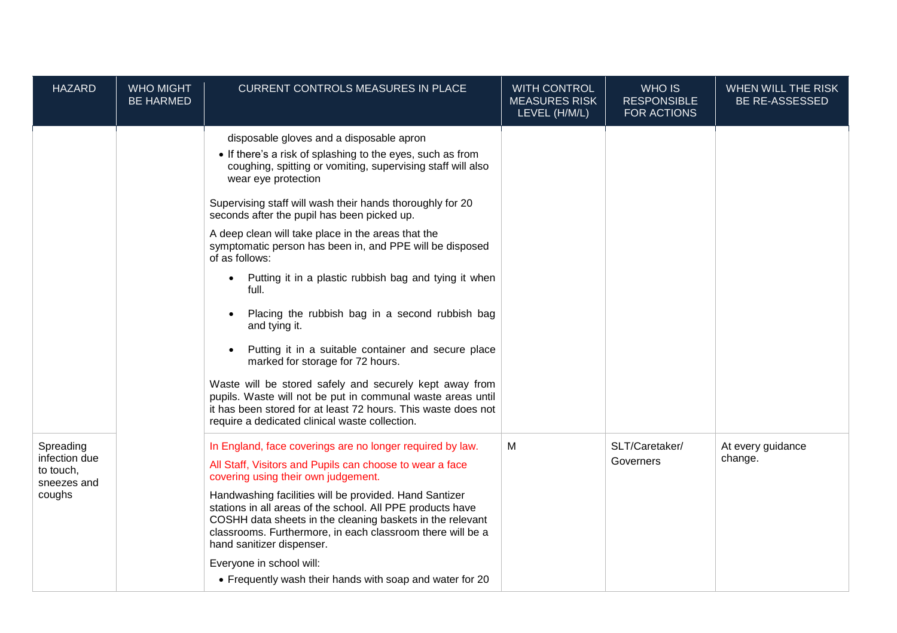| HAZARD | WHO MIGHT BE HARMED | CURRENT CONTROLS MEASURES IN PLACE | WITH CONTROL MEASURES RISK LEVEL (H/M/L) | WHO IS RESPONSIBLE FOR ACTIONS | WHEN WILL THE RISK BE RE-ASSESSED |
|---|---|---|---|---|---|
| | | disposable gloves and a disposable apron<br>• If there's a risk of splashing to the eyes, such as from coughing, spitting or vomiting, supervising staff will also wear eye protection<br><br>Supervising staff will wash their hands thoroughly for 20 seconds after the pupil has been picked up.<br><br>A deep clean will take place in the areas that the symptomatic person has been in, and PPE will be disposed of as follows:<br>• Putting it in a plastic rubbish bag and tying it when full.<br>• Placing the rubbish bag in a second rubbish bag and tying it.<br>• Putting it in a suitable container and secure place marked for storage for 72 hours.<br><br>Waste will be stored safely and securely kept away from pupils. Waste will not be put in communal waste areas until it has been stored for at least 72 hours. This waste does not require a dedicated clinical waste collection. | | | |
| Spreading infection due to touch, sneezes and coughs | | In England, face coverings are no longer required by law.<br><br>All Staff, Visitors and Pupils can choose to wear a face covering using their own judgement.<br><br>Handwashing facilities will be provided. Hand Santizer stations in all areas of the school. All PPE products have COSHH data sheets in the cleaning baskets in the relevant classrooms. Furthermore, in each classroom there will be a hand sanitizer dispenser.<br><br>Everyone in school will:<br>• Frequently wash their hands with soap and water for 20 | M | SLT/Caretaker/<br>Governers | At every guidance change. |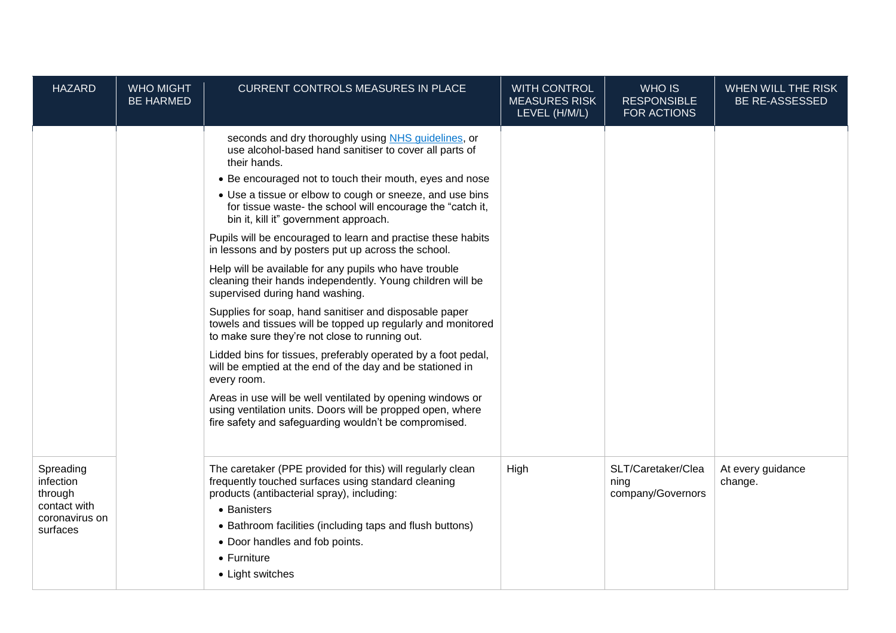| HAZARD | WHO MIGHT BE HARMED | CURRENT CONTROLS MEASURES IN PLACE | WITH CONTROL MEASURES RISK LEVEL (H/M/L) | WHO IS RESPONSIBLE FOR ACTIONS | WHEN WILL THE RISK BE RE-ASSESSED |
|---|---|---|---|---|---|
| | | seconds and dry thoroughly using NHS guidelines, or use alcohol-based hand sanitiser to cover all parts of their hands.<br>• Be encouraged not to touch their mouth, eyes and nose<br>• Use a tissue or elbow to cough or sneeze, and use bins for tissue waste- the school will encourage the "catch it, bin it, kill it" government approach.<br>Pupils will be encouraged to learn and practise these habits in lessons and by posters put up across the school.<br>Help will be available for any pupils who have trouble cleaning their hands independently. Young children will be supervised during hand washing.<br>Supplies for soap, hand sanitiser and disposable paper towels and tissues will be topped up regularly and monitored to make sure they're not close to running out.<br>Lidded bins for tissues, preferably operated by a foot pedal, will be emptied at the end of the day and be stationed in every room.<br>Areas in use will be well ventilated by opening windows or using ventilation units. Doors will be propped open, where fire safety and safeguarding wouldn't be compromised. | | | |
| Spreading infection through contact with coronavirus on surfaces | | The caretaker (PPE provided for this) will regularly clean frequently touched surfaces using standard cleaning products (antibacterial spray), including:<br>• Banisters<br>• Bathroom facilities (including taps and flush buttons)<br>• Door handles and fob points.<br>• Furniture<br>• Light switches | High | SLT/Caretaker/Cleaning company/Governors | At every guidance change. |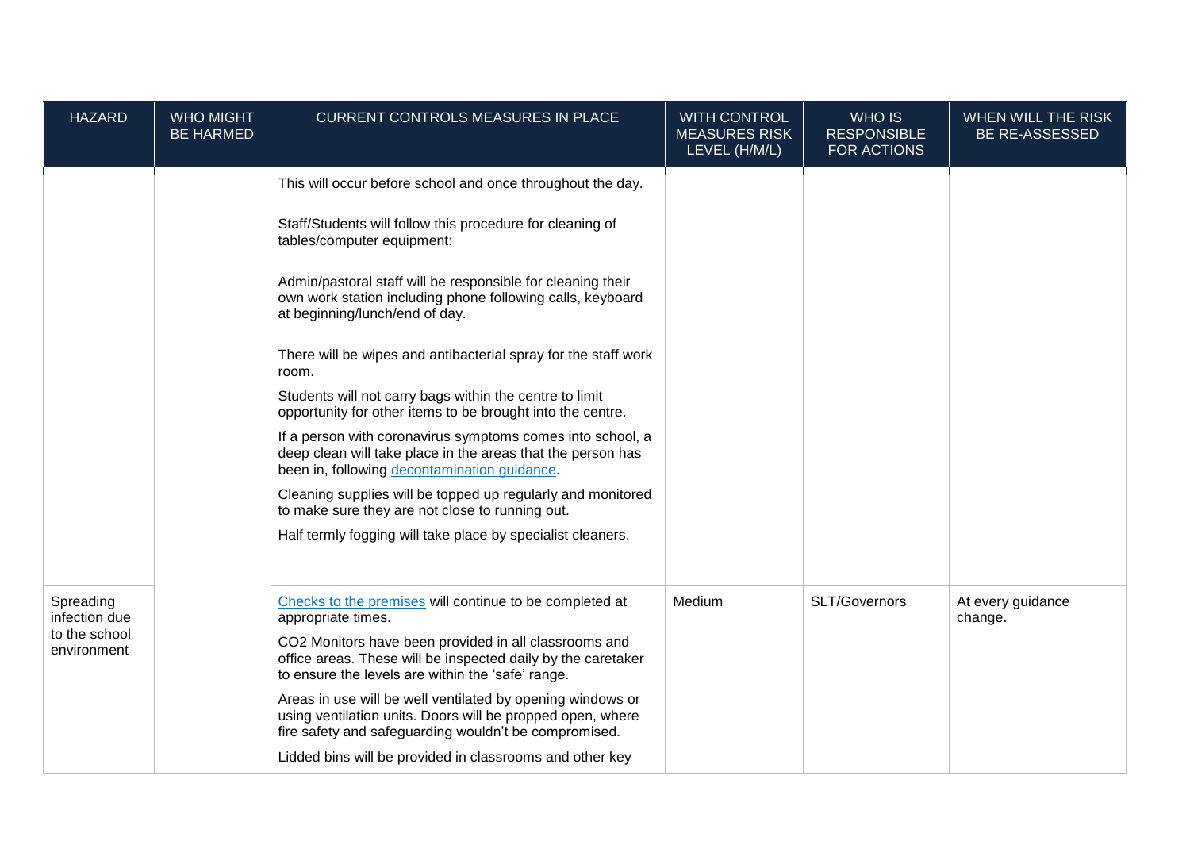| HAZARD | WHO MIGHT BE HARMED | CURRENT CONTROLS MEASURES IN PLACE | WITH CONTROL MEASURES RISK LEVEL (H/M/L) | WHO IS RESPONSIBLE FOR ACTIONS | WHEN WILL THE RISK BE RE-ASSESSED |
|---|---|---|---|---|---|
| | | This will occur before school and once throughout the day.<br><br>Staff/Students will follow this procedure for cleaning of tables/computer equipment:<br><br>Admin/pastoral staff will be responsible for cleaning their own work station including phone following calls, keyboard at beginning/lunch/end of day.<br><br>There will be wipes and antibacterial spray for the staff work room.<br><br>Students will not carry bags within the centre to limit opportunity for other items to be brought into the centre.<br><br>If a person with coronavirus symptoms comes into school, a deep clean will take place in the areas that the person has been in, following [decontamination guidance](decontamination guidance).<br><br>Cleaning supplies will be topped up regularly and monitored to make sure they are not close to running out.<br><br>Half termly fogging will take place by specialist cleaners. | | | |
| Spreading infection due to the school environment | | [Checks to the premises](Checks to the premises) will continue to be completed at appropriate times.<br><br>CO2 Monitors have been provided in all classrooms and office areas. These will be inspected daily by the caretaker to ensure the levels are within the 'safe' range.<br><br>Areas in use will be well ventilated by opening windows or using ventilation units. Doors will be propped open, where fire safety and safeguarding wouldn't be compromised.<br><br>Lidded bins will be provided in classrooms and other key | Medium | SLT/Governors | At every guidance change. |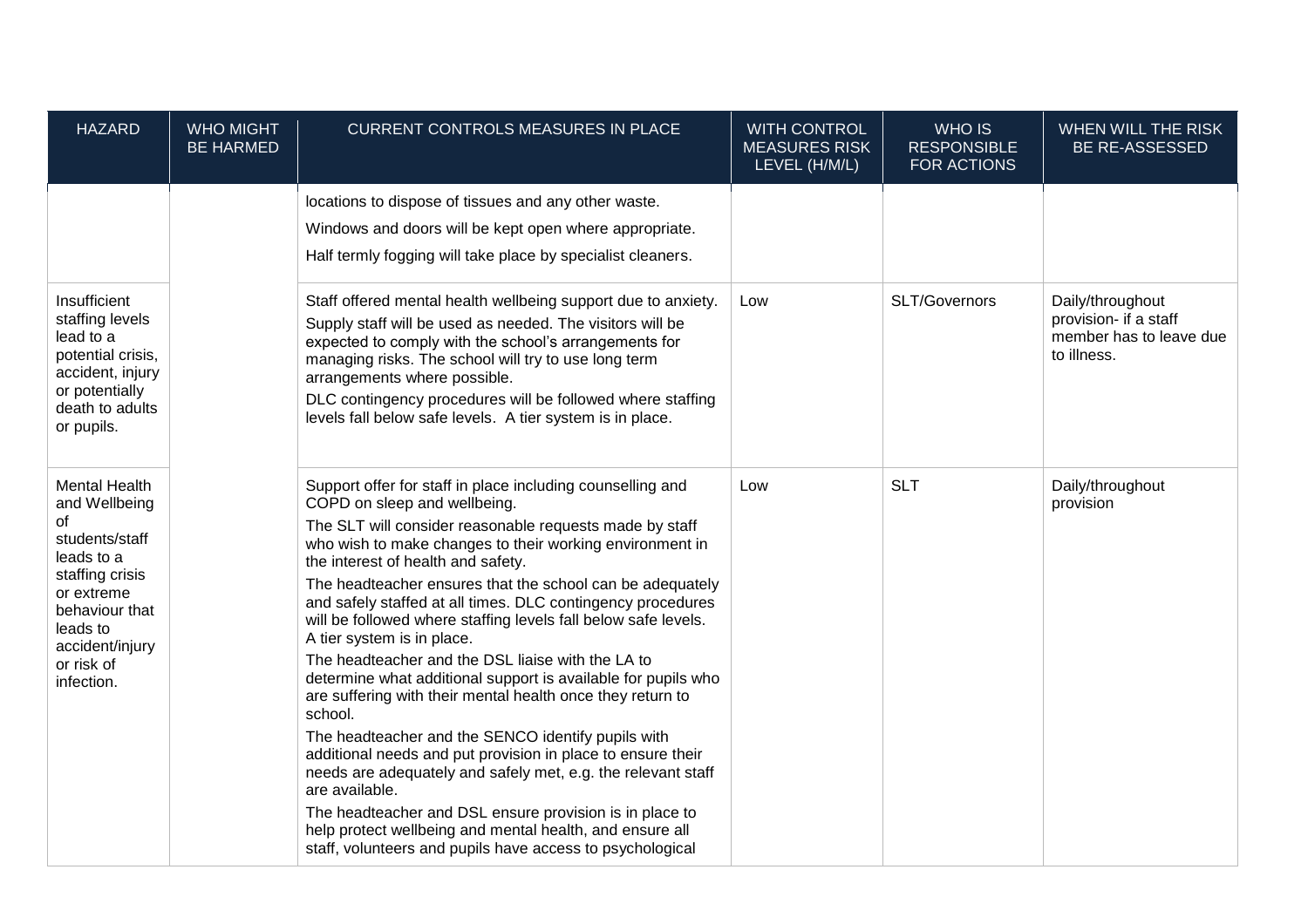| HAZARD | WHO MIGHT BE HARMED | CURRENT CONTROLS MEASURES IN PLACE | WITH CONTROL MEASURES RISK LEVEL (H/M/L) | WHO IS RESPONSIBLE FOR ACTIONS | WHEN WILL THE RISK BE RE-ASSESSED |
|---|---|---|---|---|---|
| | | locations to dispose of tissues and any other waste.<br>Windows and doors will be kept open where appropriate.<br>Half termly fogging will take place by specialist cleaners. | | | |
| Insufficient staffing levels lead to a potential crisis, accident, injury or potentially death to adults or pupils. | | Staff offered mental health wellbeing support due to anxiety.<br>Supply staff will be used as needed. The visitors will be expected to comply with the school's arrangements for managing risks. The school will try to use long term arrangements where possible.<br>DLC contingency procedures will be followed where staffing levels fall below safe levels. A tier system is in place. | Low | SLT/Governors | Daily/throughout provision- if a staff member has to leave due to illness. |
| Mental Health and Wellbeing of students/staff leads to a staffing crisis or extreme behaviour that leads to accident/injury or risk of infection. | | Support offer for staff in place including counselling and COPD on sleep and wellbeing.<br>The SLT will consider reasonable requests made by staff who wish to make changes to their working environment in the interest of health and safety.<br>The headteacher ensures that the school can be adequately and safely staffed at all times. DLC contingency procedures will be followed where staffing levels fall below safe levels. A tier system is in place.<br>The headteacher and the DSL liaise with the LA to determine what additional support is available for pupils who are suffering with their mental health once they return to school.<br>The headteacher and the SENCO identify pupils with additional needs and put provision in place to ensure their needs are adequately and safely met, e.g. the relevant staff are available.<br>The headteacher and DSL ensure provision is in place to help protect wellbeing and mental health, and ensure all staff, volunteers and pupils have access to psychological | Low | SLT | Daily/throughout provision |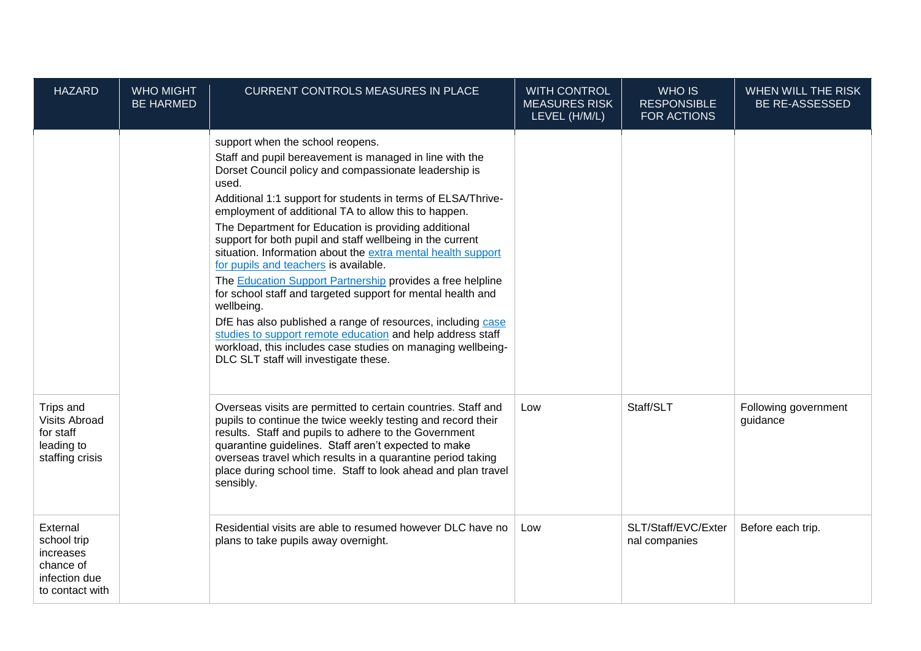| HAZARD | WHO MIGHT BE HARMED | CURRENT CONTROLS MEASURES IN PLACE | WITH CONTROL MEASURES RISK LEVEL (H/M/L) | WHO IS RESPONSIBLE FOR ACTIONS | WHEN WILL THE RISK BE RE-ASSESSED |
|---|---|---|---|---|---|
| | | support when the school reopens.<br>Staff and pupil bereavement is managed in line with the Dorset Council policy and compassionate leadership is used.<br>Additional 1:1 support for students in terms of ELSA/Thrive-employment of additional TA to allow this to happen.<br>The Department for Education is providing additional support for both pupil and staff wellbeing in the current situation. Information about the extra mental health support for pupils and teachers is available.<br>The Education Support Partnership provides a free helpline for school staff and targeted support for mental health and wellbeing.<br>DfE has also published a range of resources, including case studies to support remote education and help address staff workload, this includes case studies on managing wellbeing-DLC SLT staff will investigate these. | | | |
| Trips and Visits Abroad for staff leading to staffing crisis | | Overseas visits are permitted to certain countries. Staff and pupils to continue the twice weekly testing and record their results. Staff and pupils to adhere to the Government quarantine guidelines. Staff aren't expected to make overseas travel which results in a quarantine period taking place during school time. Staff to look ahead and plan travel sensibly. | Low | Staff/SLT | Following government guidance |
| External school trip increases chance of infection due to contact with | | Residential visits are able to resumed however DLC have no plans to take pupils away overnight. | Low | SLT/Staff/EVC/External companies | Before each trip. |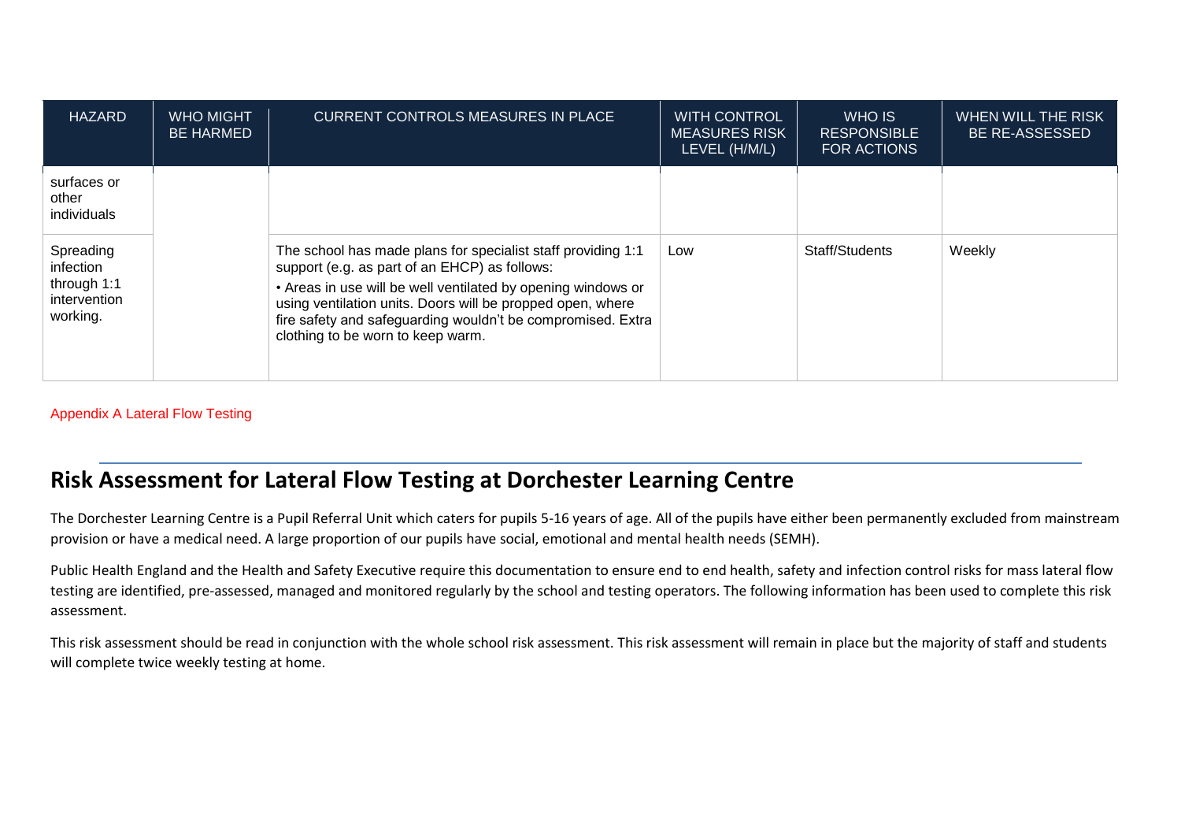| HAZARD | WHO MIGHT BE HARMED | CURRENT CONTROLS MEASURES IN PLACE | WITH CONTROL MEASURES RISK LEVEL (H/M/L) | WHO IS RESPONSIBLE FOR ACTIONS | WHEN WILL THE RISK BE RE-ASSESSED |
|---|---|---|---|---|---|
| surfaces or other individuals | | | | | |
| Spreading infection through 1:1 intervention working. | | The school has made plans for specialist staff providing 1:1 support (e.g. as part of an EHCP) as follows:<br>• Areas in use will be well ventilated by opening windows or using ventilation units. Doors will be propped open, where fire safety and safeguarding wouldn't be compromised. Extra clothing to be worn to keep warm. | Low | Staff/Students | Weekly |

Appendix A Lateral Flow Testing

## Risk Assessment for Lateral Flow Testing at Dorchester Learning Centre

The Dorchester Learning Centre is a Pupil Referral Unit which caters for pupils 5-16 years of age. All of the pupils have either been permanently excluded from mainstream provision or have a medical need. A large proportion of our pupils have social, emotional and mental health needs (SEMH).

Public Health England and the Health and Safety Executive require this documentation to ensure end to end health, safety and infection control risks for mass lateral flow testing are identified, pre-assessed, managed and monitored regularly by the school and testing operators. The following information has been used to complete this risk assessment.

This risk assessment should be read in conjunction with the whole school risk assessment. This risk assessment will remain in place but the majority of staff and students will complete twice weekly testing at home.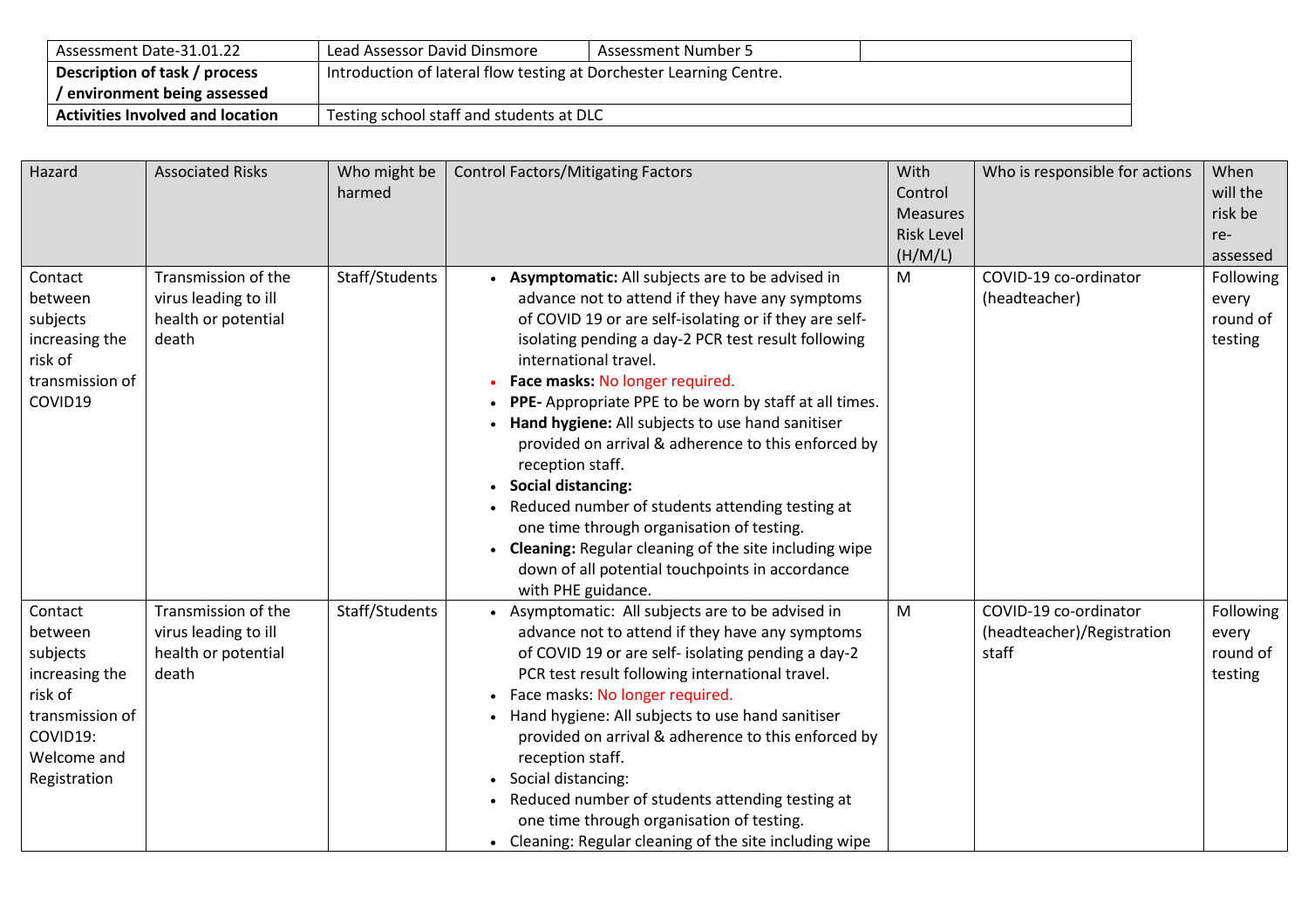| Assessment Date-31.01.22 | Lead Assessor David Dinsmore | Assessment Number 5 | |
|---|---|---|---|
| **Description of task / process / environment being assessed** | Introduction of lateral flow testing at Dorchester Learning Centre. | | |
| **Activities Involved and location** | Testing school staff and students at DLC | | |

| Hazard | Associated Risks | Who might be harmed | Control Factors/Mitigating Factors | With Control Measures Risk Level (H/M/L) | Who is responsible for actions | When will the risk be re-assessed |
|---|---|---|---|---|---|---|
| Contact between subjects increasing the risk of transmission of COVID19 | Transmission of the virus leading to ill health or potential death | Staff/Students | • **Asymptomatic:** All subjects are to be advised in advance not to attend if they have any symptoms of COVID 19 or are self-isolating or if they are self-isolating pending a day-2 PCR test result following international travel.<br>• **Face masks:** No longer required.<br>• **PPE-** Appropriate PPE to be worn by staff at all times.<br>• **Hand hygiene:** All subjects to use hand sanitiser provided on arrival & adherence to this enforced by reception staff.<br>• **Social distancing:**<br>• Reduced number of students attending testing at one time through organisation of testing.<br>• **Cleaning:** Regular cleaning of the site including wipe down of all potential touchpoints in accordance with PHE guidance. | M | COVID-19 co-ordinator (headteacher) | Following every round of testing |
| Contact between subjects increasing the risk of transmission of COVID19: Welcome and Registration | Transmission of the virus leading to ill health or potential death | Staff/Students | • Asymptomatic: All subjects are to be advised in advance not to attend if they have any symptoms of COVID 19 or are self- isolating pending a day-2 PCR test result following international travel.<br>• Face masks: No longer required.<br>• Hand hygiene: All subjects to use hand sanitiser provided on arrival & adherence to this enforced by reception staff.<br>• Social distancing:<br>• Reduced number of students attending testing at one time through organisation of testing.<br>• Cleaning: Regular cleaning of the site including wipe | M | COVID-19 co-ordinator (headteacher)/Registration staff | Following every round of testing |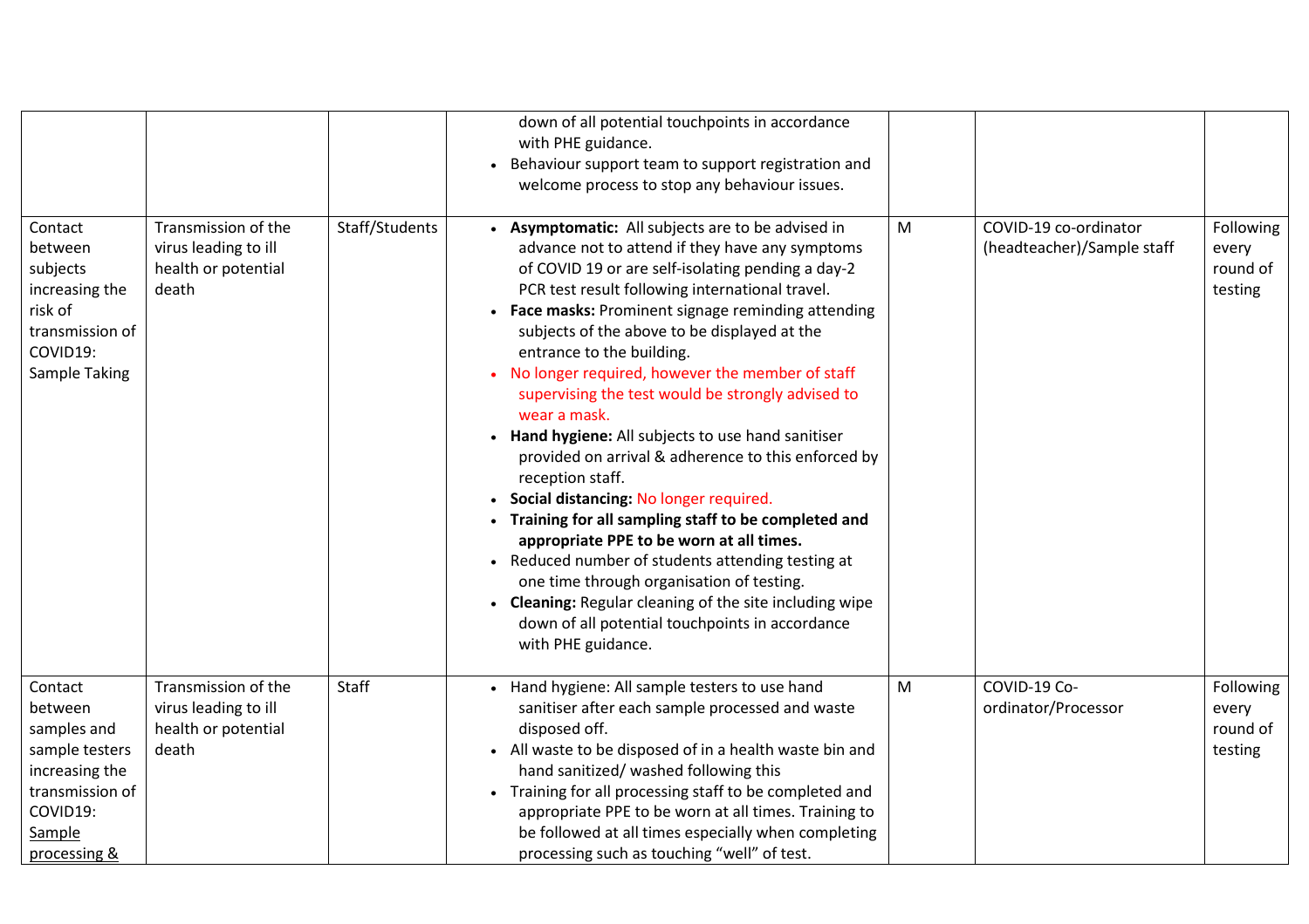| | | | | | | |
|---|---|---|---|---|---|---|
| | | | down of all potential touchpoints in accordance with PHE guidance.<br>• Behaviour support team to support registration and welcome process to stop any behaviour issues. | | | |
| Contact between subjects increasing the risk of transmission of COVID19: Sample Taking | Transmission of the virus leading to ill health or potential death | Staff/Students | • **Asymptomatic:** All subjects are to be advised in advance not to attend if they have any symptoms of COVID 19 or are self-isolating pending a day-2 PCR test result following international travel.<br>• **Face masks:** Prominent signage reminding attending subjects of the above to be displayed at the entrance to the building.<br>• No longer required, however the member of staff supervising the test would be strongly advised to wear a mask.<br>• **Hand hygiene:** All subjects to use hand sanitiser provided on arrival & adherence to this enforced by reception staff.<br>• **Social distancing:** No longer required.<br>• **Training for all sampling staff to be completed and appropriate PPE to be worn at all times.**<br>• Reduced number of students attending testing at one time through organisation of testing.<br>• **Cleaning:** Regular cleaning of the site including wipe down of all potential touchpoints in accordance with PHE guidance. | M | COVID-19 co-ordinator (headteacher)/Sample staff | Following every round of testing |
| Contact between samples and sample testers increasing the transmission of COVID19: Sample processing & | Transmission of the virus leading to ill health or potential death | Staff | • Hand hygiene: All sample testers to use hand sanitiser after each sample processed and waste disposed off.<br>• All waste to be disposed of in a health waste bin and hand sanitized/ washed following this<br>• Training for all processing staff to be completed and appropriate PPE to be worn at all times. Training to be followed at all times especially when completing processing such as touching "well" of test. | M | COVID-19 Co-ordinator/Processor | Following every round of testing |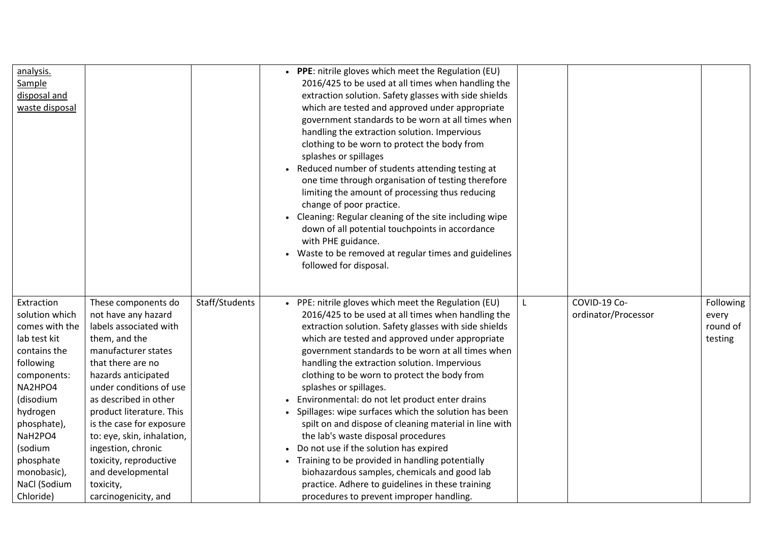| | | | | | | |
|---|---|---|---|---|---|---|
| analysis. Sample disposal and waste disposal | | | • **PPE**: nitrile gloves which meet the Regulation (EU) 2016/425 to be used at all times when handling the extraction solution. Safety glasses with side shields which are tested and approved under appropriate government standards to be worn at all times when handling the extraction solution. Impervious clothing to be worn to protect the body from splashes or spillages<br>• Reduced number of students attending testing at one time through organisation of testing therefore limiting the amount of processing thus reducing change of poor practice.<br>• Cleaning: Regular cleaning of the site including wipe down of all potential touchpoints in accordance with PHE guidance.<br>• Waste to be removed at regular times and guidelines followed for disposal. | | | |
| Extraction solution which comes with the lab test kit contains the following components: NA2HPO4 (disodium hydrogen phosphate), NaH2PO4 (sodium phosphate monobasic), NaCl (Sodium Chloride) | These components do not have any hazard labels associated with them, and the manufacturer states that there are no hazards anticipated under conditions of use as described in other product literature. This is the case for exposure to: eye, skin, inhalation, ingestion, chronic toxicity, reproductive and developmental toxicity, carcinogenicity, and | Staff/Students | • PPE: nitrile gloves which meet the Regulation (EU) 2016/425 to be used at all times when handling the extraction solution. Safety glasses with side shields which are tested and approved under appropriate government standards to be worn at all times when handling the extraction solution. Impervious clothing to be worn to protect the body from splashes or spillages.<br>• Environmental: do not let product enter drains<br>• Spillages: wipe surfaces which the solution has been spilt on and dispose of cleaning material in line with the lab's waste disposal procedures<br>• Do not use if the solution has expired<br>• Training to be provided in handling potentially biohazardous samples, chemicals and good lab practice. Adhere to guidelines in these training procedures to prevent improper handling. | L | COVID-19 Co-ordinator/Processor | Following every round of testing |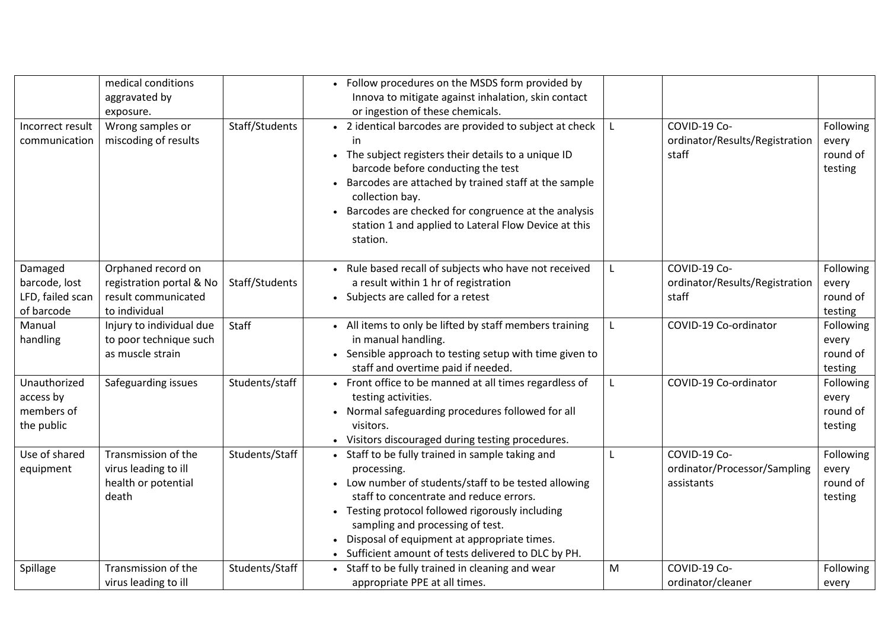|  |  |  |  |  |  |  |
|---|---|---|---|---|---|---|
|  | medical conditions aggravated by exposure. |  | • Follow procedures on the MSDS form provided by Innova to mitigate against inhalation, skin contact or ingestion of these chemicals. |  |  |  |
| Incorrect result communication | Wrong samples or miscoding of results | Staff/Students | • 2 identical barcodes are provided to subject at check in<br>• The subject registers their details to a unique ID barcode before conducting the test<br>• Barcodes are attached by trained staff at the sample collection bay.<br>• Barcodes are checked for congruence at the analysis station 1 and applied to Lateral Flow Device at this station. | L | COVID-19 Co-ordinator/Results/Registration staff | Following every round of testing |
| Damaged barcode, lost LFD, failed scan of barcode | Orphaned record on registration portal & No result communicated to individual | Staff/Students | • Rule based recall of subjects who have not received a result within 1 hr of registration<br>• Subjects are called for a retest | L | COVID-19 Co-ordinator/Results/Registration staff | Following every round of testing |
| Manual handling | Injury to individual due to poor technique such as muscle strain | Staff | • All items to only be lifted by staff members training in manual handling.<br>• Sensible approach to testing setup with time given to staff and overtime paid if needed. | L | COVID-19 Co-ordinator | Following every round of testing |
| Unauthorized access by members of the public | Safeguarding issues | Students/staff | • Front office to be manned at all times regardless of testing activities.<br>• Normal safeguarding procedures followed for all visitors.<br>• Visitors discouraged during testing procedures. | L | COVID-19 Co-ordinator | Following every round of testing |
| Use of shared equipment | Transmission of the virus leading to ill health or potential death | Students/Staff | • Staff to be fully trained in sample taking and processing.<br>• Low number of students/staff to be tested allowing staff to concentrate and reduce errors.<br>• Testing protocol followed rigorously including sampling and processing of test.<br>• Disposal of equipment at appropriate times.<br>• Sufficient amount of tests delivered to DLC by PH. | L | COVID-19 Co-ordinator/Processor/Sampling assistants | Following every round of testing |
| Spillage | Transmission of the virus leading to ill | Students/Staff | • Staff to be fully trained in cleaning and wear appropriate PPE at all times. | M | COVID-19 Co-ordinator/cleaner | Following every |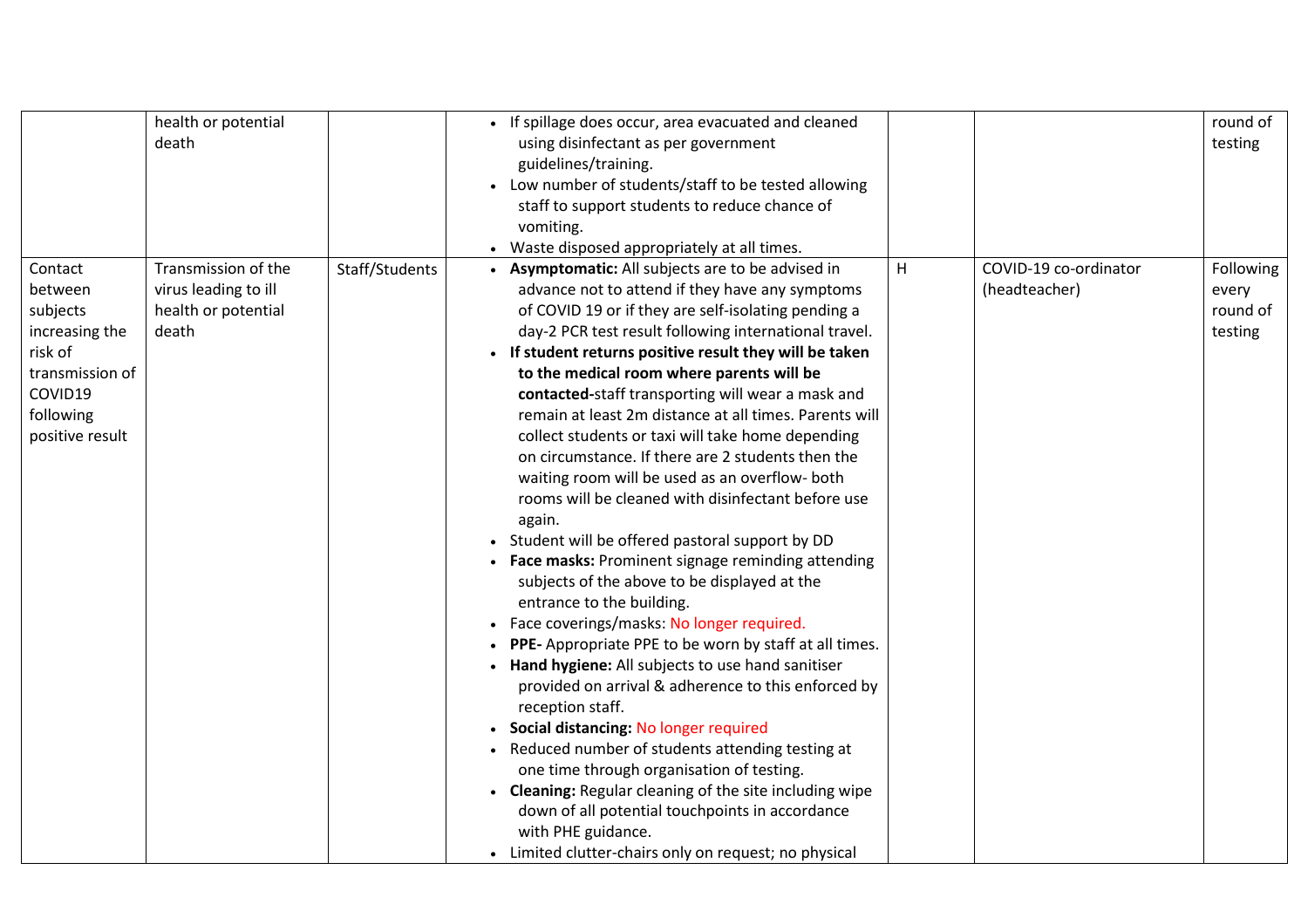| | | | | | | |
|---|---|---|---|---|---|---|
| | health or potential death | | • If spillage does occur, area evacuated and cleaned using disinfectant as per government guidelines/training.<br>• Low number of students/staff to be tested allowing staff to support students to reduce chance of vomiting.<br>• Waste disposed appropriately at all times. | | | round of testing |
| Contact between subjects increasing the risk of transmission of COVID19 following positive result | Transmission of the virus leading to ill health or potential death | Staff/Students | • **Asymptomatic:** All subjects are to be advised in advance not to attend if they have any symptoms of COVID 19 or if they are self-isolating pending a day-2 PCR test result following international travel.<br>• **If student returns positive result they will be taken to the medical room where parents will be contacted-**staff transporting will wear a mask and remain at least 2m distance at all times. Parents will collect students or taxi will take home depending on circumstance. If there are 2 students then the waiting room will be used as an overflow- both rooms will be cleaned with disinfectant before use again.<br>• Student will be offered pastoral support by DD<br>• **Face masks:** Prominent signage reminding attending subjects of the above to be displayed at the entrance to the building.<br>• Face coverings/masks: No longer required.<br>• **PPE-** Appropriate PPE to be worn by staff at all times.<br>• **Hand hygiene:** All subjects to use hand sanitiser provided on arrival & adherence to this enforced by reception staff.<br>• **Social distancing:** No longer required<br>• Reduced number of students attending testing at one time through organisation of testing.<br>• **Cleaning:** Regular cleaning of the site including wipe down of all potential touchpoints in accordance with PHE guidance.<br>• Limited clutter-chairs only on request; no physical | H | COVID-19 co-ordinator (headteacher) | Following every round of testing |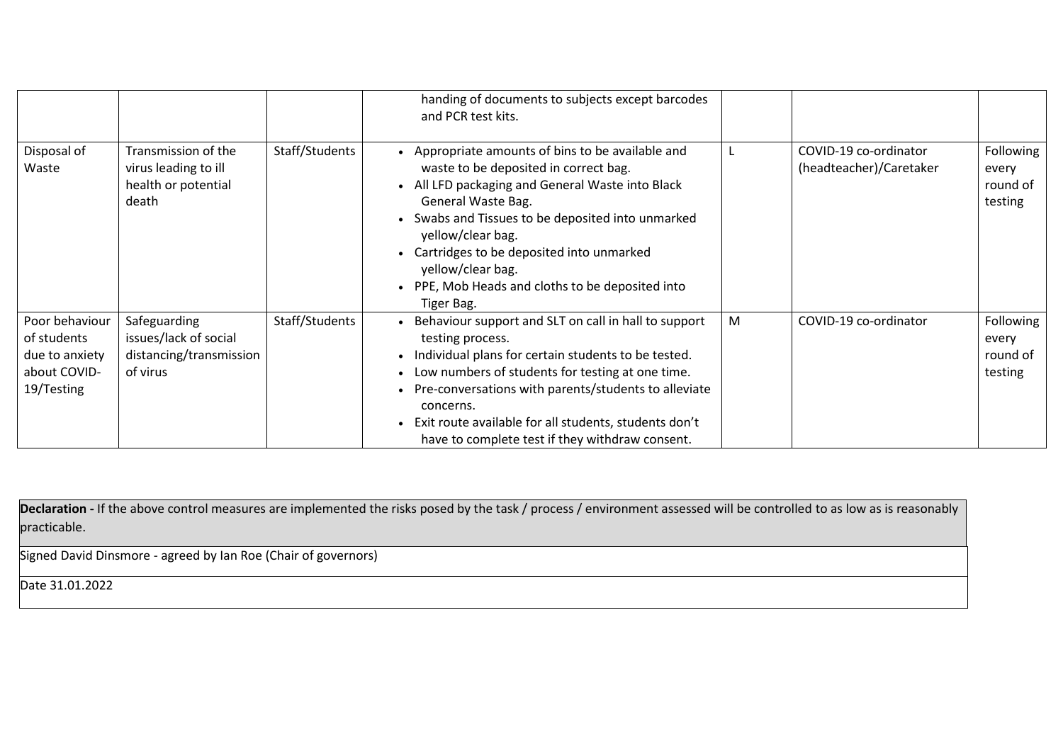| | | | | | | |
|---|---|---|---|---|---|---|
| | | | handing of documents to subjects except barcodes and PCR test kits. | | | |
| Disposal of Waste | Transmission of the virus leading to ill health or potential death | Staff/Students | • Appropriate amounts of bins to be available and waste to be deposited in correct bag.<br>• All LFD packaging and General Waste into Black General Waste Bag.<br>• Swabs and Tissues to be deposited into unmarked yellow/clear bag.<br>• Cartridges to be deposited into unmarked yellow/clear bag.<br>• PPE, Mob Heads and cloths to be deposited into Tiger Bag. | L | COVID-19 co-ordinator (headteacher)/Caretaker | Following every round of testing |
| Poor behaviour of students due to anxiety about COVID-19/Testing | Safeguarding issues/lack of social distancing/transmission of virus | Staff/Students | • Behaviour support and SLT on call in hall to support testing process.<br>• Individual plans for certain students to be tested.<br>• Low numbers of students for testing at one time.<br>• Pre-conversations with parents/students to alleviate concerns.<br>• Exit route available for all students, students don't have to complete test if they withdraw consent. | M | COVID-19 co-ordinator | Following every round of testing |

**Declaration -** If the above control measures are implemented the risks posed by the task / process / environment assessed will be controlled to as low as is reasonably practicable.

Signed David Dinsmore - agreed by Ian Roe (Chair of governors)

Date 31.01.2022